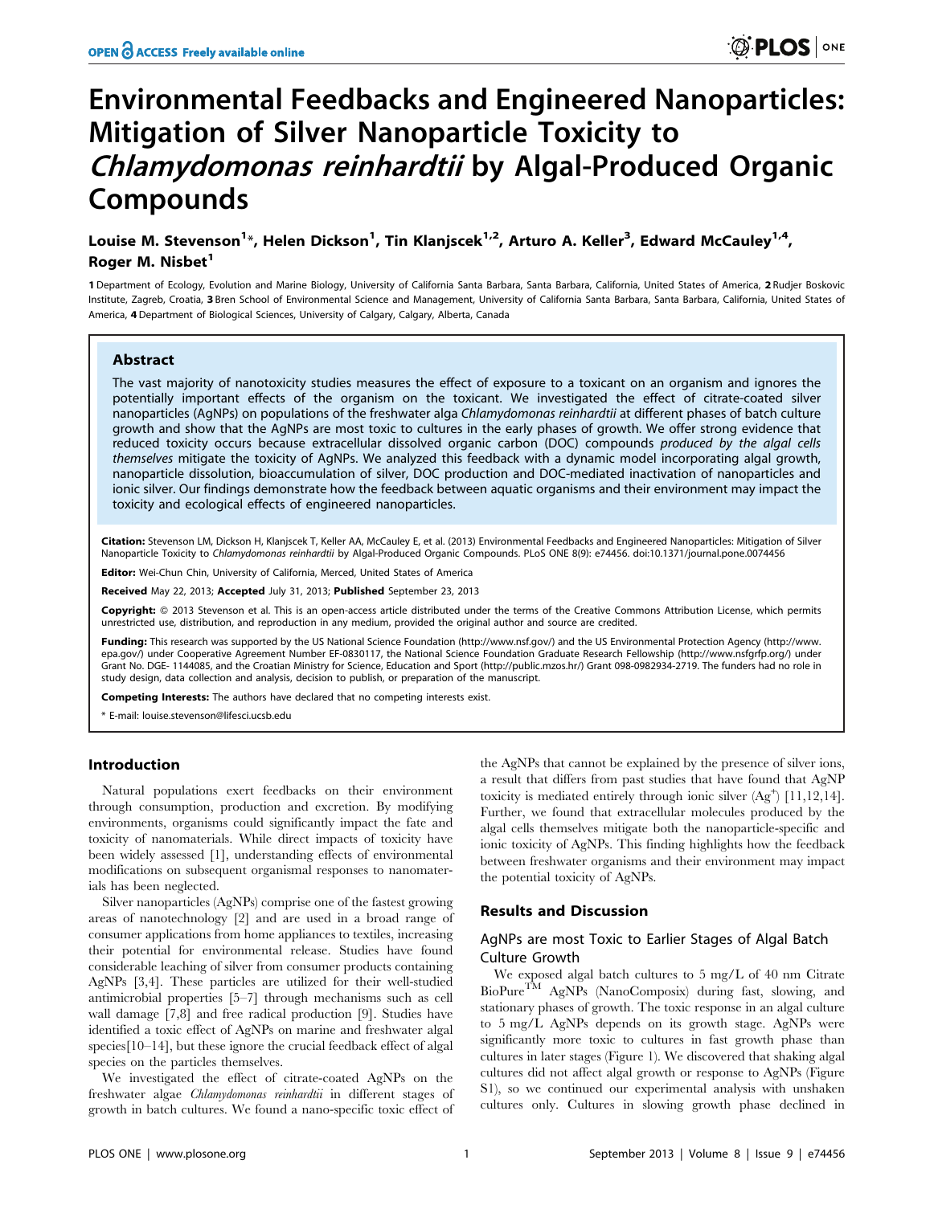# Environmental Feedbacks and Engineered Nanoparticles: Mitigation of Silver Nanoparticle Toxicity to *Chlamydomonas reinhardtii* by Algal-Produced Organic Compounds

**Louise M. Stevenson[1]*, Helen Dickson[1], Tin Klanjscek[1,2], Arturo A. Keller[3], Edward McCauley[1,4], Roger M. Nisbet[1]**

1 Department of Ecology, Evolution and Marine Biology, University of California Santa Barbara, Santa Barbara, California, United States of America, 2 Rudjer Boskovic Institute, Zagreb, Croatia, 3 Bren School of Environmental Science and Management, University of California Santa Barbara, Santa Barbara, California, United States of America, 4 Department of Biological Sciences, University of Calgary, Calgary, Alberta, Canada

## Abstract

The vast majority of nanotoxicity studies measures the effect of exposure to a toxicant on an organism and ignores the potentially important effects of the organism on the toxicant. We investigated the effect of citrate-coated silver nanoparticles (AgNPs) on populations of the freshwater alga *Chlamydomonas reinhardtii* at different phases of batch culture growth and show that the AgNPs are most toxic to cultures in the early phases of growth. We offer strong evidence that reduced toxicity occurs because extracellular dissolved organic carbon (DOC) compounds *produced by the algal cells themselves* mitigate the toxicity of AgNPs. We analyzed this feedback with a dynamic model incorporating algal growth, nanoparticle dissolution, bioaccumulation of silver, DOC production and DOC-mediated inactivation of nanoparticles and ionic silver. Our findings demonstrate how the feedback between aquatic organisms and their environment may impact the toxicity and ecological effects of engineered nanoparticles.

**Citation:** Stevenson LM, Dickson H, Klanjscek T, Keller AA, McCauley E, et al. (2013) Environmental Feedbacks and Engineered Nanoparticles: Mitigation of Silver Nanoparticle Toxicity to *Chlamydomonas reinhardtii* by Algal-Produced Organic Compounds. PLoS ONE 8(9): e74456. doi:10.1371/journal.pone.0074456

**Editor:** Wei-Chun Chin, University of California, Merced, United States of America

**Received** May 22, 2013; **Accepted** July 31, 2013; **Published** September 23, 2013

**Copyright:** © 2013 Stevenson et al. This is an open-access article distributed under the terms of the Creative Commons Attribution License, which permits unrestricted use, distribution, and reproduction in any medium, provided the original author and source are credited.

**Funding:** This research was supported by the US National Science Foundation (http://www.nsf.gov/) and the US Environmental Protection Agency (http://www.epa.gov/) under Cooperative Agreement Number EF-0830117, the National Science Foundation Graduate Research Fellowship (http://www.nsfgrfp.org/) under Grant No. DGE- 1144085, and the Croatian Ministry for Science, Education and Sport (http://public.mzos.hr/) Grant 098-0982934-2719. The funders had no role in study design, data collection and analysis, decision to publish, or preparation of the manuscript.

**Competing Interests:** The authors have declared that no competing interests exist.

\* E-mail: louise.stevenson@lifesci.ucsb.edu

## Introduction

Natural populations exert feedbacks on their environment through consumption, production and excretion. By modifying environments, organisms could significantly impact the fate and toxicity of nanomaterials. While direct impacts of toxicity have been widely assessed [1], understanding effects of environmental modifications on subsequent organismal responses to nanomaterials has been neglected.

Silver nanoparticles (AgNPs) comprise one of the fastest growing areas of nanotechnology [2] and are used in a broad range of consumer applications from home appliances to textiles, increasing their potential for environmental release. Studies have found considerable leaching of silver from consumer products containing AgNPs [3,4]. These particles are utilized for their well-studied antimicrobial properties [5–7] through mechanisms such as cell wall damage [7,8] and free radical production [9]. Studies have identified a toxic effect of AgNPs on marine and freshwater algal species[10–14], but these ignore the crucial feedback effect of algal species on the particles themselves.

We investigated the effect of citrate-coated AgNPs on the freshwater algae *Chlamydomonas reinhardtii* in different stages of growth in batch cultures. We found a nano-specific toxic effect of the AgNPs that cannot be explained by the presence of silver ions, a result that differs from past studies that have found that AgNP toxicity is mediated entirely through ionic silver ($Ag^+$) [11,12,14]. Further, we found that extracellular molecules produced by the algal cells themselves mitigate both the nanoparticle-specific and ionic toxicity of AgNPs. This finding highlights how the feedback between freshwater organisms and their environment may impact the potential toxicity of AgNPs.

## Results and Discussion

### AgNPs are most Toxic to Earlier Stages of Algal Batch Culture Growth

We exposed algal batch cultures to 5 mg/L of 40 nm Citrate BioPure™ AgNPs (NanoComposix) during fast, slowing, and stationary phases of growth. The toxic response in an algal culture to 5 mg/L AgNPs depends on its growth stage. AgNPs were significantly more toxic to cultures in fast growth phase than cultures in later stages (Figure 1). We discovered that shaking algal cultures did not affect algal growth or response to AgNPs (Figure S1), so we continued our experimental analysis with unshaken cultures only. Cultures in slowing growth phase declined in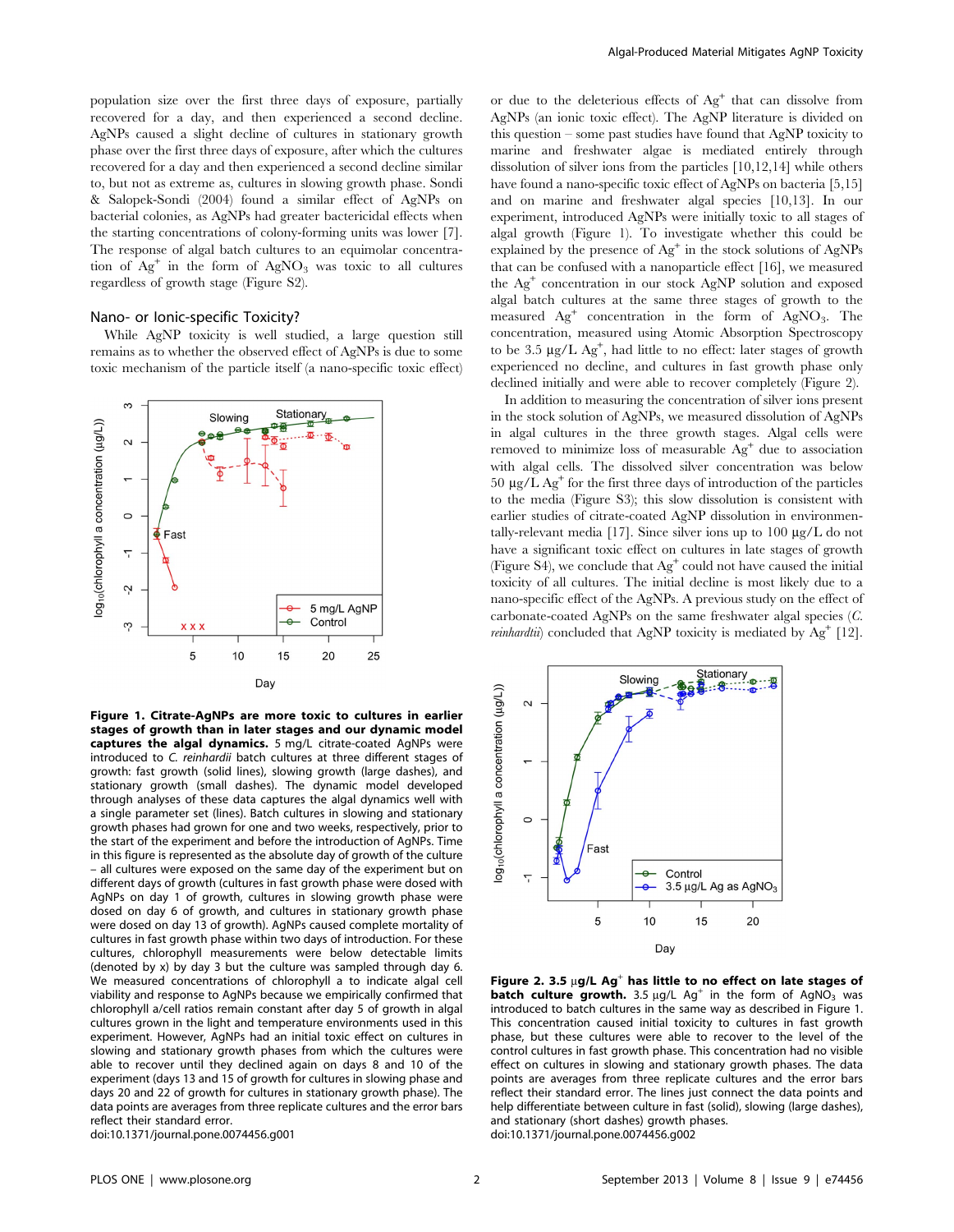population size over the first three days of exposure, partially recovered for a day, and then experienced a second decline. AgNPs caused a slight decline of cultures in stationary growth phase over the first three days of exposure, after which the cultures recovered for a day and then experienced a second decline similar to, but not as extreme as, cultures in slowing growth phase. Sondi & Salopek-Sondi (2004) found a similar effect of AgNPs on bacterial colonies, as AgNPs had greater bactericidal effects when the starting concentrations of colony-forming units was lower [7]. The response of algal batch cultures to an equimolar concentration of $Ag^+$ in the form of $AgNO_3$ was toxic to all cultures regardless of growth stage (Figure S2).

### Nano- or Ionic-specific Toxicity?

While AgNP toxicity is well studied, a large question still remains as to whether the observed effect of AgNPs is due to some toxic mechanism of the particle itself (a nano-specific toxic effect) or due to the deleterious effects of $Ag^+$ that can dissolve from AgNPs (an ionic toxic effect). The AgNP literature is divided on this question – some past studies have found that AgNP toxicity to marine and freshwater algae is mediated entirely through dissolution of silver ions from the particles [10,12,14] while others have found a nano-specific toxic effect of AgNPs on bacteria [5,15] and on marine and freshwater algal species [10,13]. In our experiment, introduced AgNPs were initially toxic to all stages of algal growth (Figure 1). To investigate whether this could be explained by the presence of $Ag^+$ in the stock solutions of AgNPs that can be confused with a nanoparticle effect [16], we measured the $Ag^+$ concentration in our stock AgNP solution and exposed algal batch cultures at the same three stages of growth to the measured $Ag^+$ concentration in the form of $AgNO_3$. The concentration, measured using Atomic Absorption Spectroscopy to be 3.5 μg/L $Ag^+$, had little to no effect: later stages of growth experienced no decline, and cultures in fast growth phase only declined initially and were able to recover completely (Figure 2).

In addition to measuring the concentration of silver ions present in the stock solution of AgNPs, we measured dissolution of AgNPs in algal cultures in the three growth stages. Algal cells were removed to minimize loss of measurable $Ag^+$ due to association with algal cells. The dissolved silver concentration was below 50 μg/L $Ag^+$ for the first three days of introduction of the particles to the media (Figure S3); this slow dissolution is consistent with earlier studies of citrate-coated AgNP dissolution in environmentally-relevant media [17]. Since silver ions up to 100 μg/L do not have a significant toxic effect on cultures in late stages of growth (Figure S4), we conclude that $Ag^+$ could not have caused the initial toxicity of all cultures. The initial decline is most likely due to a nano-specific effect of the AgNPs. A previous study on the effect of carbonate-coated AgNPs on the same freshwater algal species (*C. reinhardtii*) concluded that AgNP toxicity is mediated by $Ag^+$ [12].

**Figure 1. Citrate-AgNPs are more toxic to cultures in earlier stages of growth than in later stages and our dynamic model captures the algal dynamics.** 5 mg/L citrate-coated AgNPs were introduced to *C. reinhardii* batch cultures at three different stages of growth: fast growth (solid lines), slowing growth (large dashes), and stationary growth (small dashes). The dynamic model developed through analyses of these data captures the algal dynamics well with a single parameter set (lines). Batch cultures in slowing and stationary growth phases had grown for one and two weeks, respectively, prior to the start of the experiment and before the introduction of AgNPs. Time in this figure is represented as the absolute day of growth of the culture – all cultures were exposed on the same day of the experiment but on different days of growth (cultures in fast growth phase were dosed with AgNPs on day 1 of growth, cultures in slowing growth phase were dosed on day 6 of growth, and cultures in stationary growth phase were dosed on day 13 of growth). AgNPs caused complete mortality of cultures in fast growth phase within two days of introduction. For these cultures, chlorophyll measurements were below detectable limits (denoted by x) by day 3 but the culture was sampled through day 6. We measured concentrations of chlorophyll a to indicate algal cell viability and response to AgNPs because we empirically confirmed that chlorophyll a/cell ratios remain constant after day 5 of growth in algal cultures grown in the light and temperature environments used in this experiment. However, AgNPs had an initial toxic effect on cultures in slowing and stationary growth phases from which the cultures were able to recover until they declined again on days 8 and 10 of the experiment (days 13 and 15 of growth for cultures in slowing phase and days 20 and 22 of growth for cultures in stationary growth phase). The data points are averages from three replicate cultures and the error bars reflect their standard error.
doi:10.1371/journal.pone.0074456.g001

**Figure 2. 3.5 μg/L $Ag^+$ has little to no effect on late stages of batch culture growth.** 3.5 μg/L $Ag^+$ in the form of $AgNO_3$ was introduced to batch cultures in the same way as described in Figure 1. This concentration caused initial toxicity to cultures in fast growth phase, but these cultures were able to recover to the level of the control cultures in fast growth phase. This concentration had no visible effect on cultures in slowing and stationary growth phases. The data points are averages from three replicate cultures and the error bars reflect their standard error. The lines just connect the data points and help differentiate between culture in fast (solid), slowing (large dashes), and stationary (short dashes) growth phases.
doi:10.1371/journal.pone.0074456.g002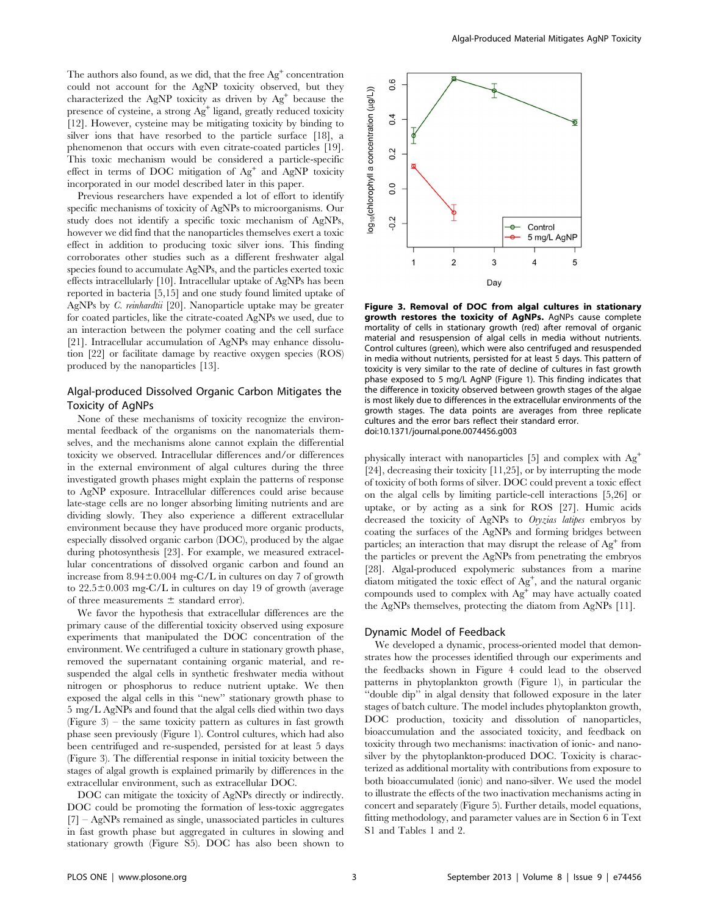The authors also found, as we did, that the free $Ag^+$ concentration could not account for the AgNP toxicity observed, but they characterized the AgNP toxicity as driven by $Ag^+$ because the presence of cysteine, a strong $Ag^+$ ligand, greatly reduced toxicity [12]. However, cysteine may be mitigating toxicity by binding to silver ions that have resorbed to the particle surface [18], a phenomenon that occurs with even citrate-coated particles [19]. This toxic mechanism would be considered a particle-specific effect in terms of DOC mitigation of $Ag^+$ and AgNP toxicity incorporated in our model described later in this paper.

Previous researchers have expended a lot of effort to identify specific mechanisms of toxicity of AgNPs to microorganisms. Our study does not identify a specific toxic mechanism of AgNPs, however we did find that the nanoparticles themselves exert a toxic effect in addition to producing toxic silver ions. This finding corroborates other studies such as a different freshwater algal species found to accumulate AgNPs, and the particles exerted toxic effects intracellularly [10]. Intracellular uptake of AgNPs has been reported in bacteria [5,15] and one study found limited uptake of AgNPs by *C. reinhardtii* [20]. Nanoparticle uptake may be greater for coated particles, like the citrate-coated AgNPs we used, due to an interaction between the polymer coating and the cell surface [21]. Intracellular accumulation of AgNPs may enhance dissolution [22] or facilitate damage by reactive oxygen species (ROS) produced by the nanoparticles [13].

## Algal-produced Dissolved Organic Carbon Mitigates the Toxicity of AgNPs

None of these mechanisms of toxicity recognize the environmental feedback of the organisms on the nanomaterials themselves, and the mechanisms alone cannot explain the differential toxicity we observed. Intracellular differences and/or differences in the external environment of algal cultures during the three investigated growth phases might explain the patterns of response to AgNP exposure. Intracellular differences could arise because late-stage cells are no longer absorbing limiting nutrients and are dividing slowly. They also experience a different extracellular environment because they have produced more organic products, especially dissolved organic carbon (DOC), produced by the algae during photosynthesis [23]. For example, we measured extracellular concentrations of dissolved organic carbon and found an increase from $8.94 \pm 0.004$ mg-C/L in cultures on day 7 of growth to $22.5 \pm 0.003$ mg-C/L in cultures on day 19 of growth (average of three measurements $\pm$ standard error).

We favor the hypothesis that extracellular differences are the primary cause of the differential toxicity observed using exposure experiments that manipulated the DOC concentration of the environment. We centrifuged a culture in stationary growth phase, removed the supernatant containing organic material, and re-suspended the algal cells in synthetic freshwater media without nitrogen or phosphorus to reduce nutrient uptake. We then exposed the algal cells in this "new" stationary growth phase to 5 mg/L AgNPs and found that the algal cells died within two days (Figure 3) – the same toxicity pattern as cultures in fast growth phase seen previously (Figure 1). Control cultures, which had also been centrifuged and re-suspended, persisted for at least 5 days (Figure 3). The differential response in initial toxicity between the stages of algal growth is explained primarily by differences in the extracellular environment, such as extracellular DOC.

DOC can mitigate the toxicity of AgNPs directly or indirectly. DOC could be promoting the formation of less-toxic aggregates [7] – AgNPs remained as single, unassociated particles in cultures in fast growth phase but aggregated in cultures in slowing and stationary growth (Figure S5). DOC has also been shown to physically interact with nanoparticles [5] and complex with $Ag^+$ [24], decreasing their toxicity [11,25], or by interrupting the mode of toxicity of both forms of silver. DOC could prevent a toxic effect on the algal cells by limiting particle-cell interactions [5,26] or uptake, or by acting as a sink for ROS [27]. Humic acids decreased the toxicity of AgNPs to *Oryzias latipes* embryos by coating the surfaces of the AgNPs and forming bridges between particles; an interaction that may disrupt the release of $Ag^+$ from the particles or prevent the AgNPs from penetrating the embryos [28]. Algal-produced expolymeric substances from a marine diatom mitigated the toxic effect of $Ag^+$, and the natural organic compounds used to complex with $Ag^+$ may have actually coated the AgNPs themselves, protecting the diatom from AgNPs [11].

**Figure 3. Removal of DOC from algal cultures in stationary growth restores the toxicity of AgNPs.** AgNPs cause complete mortality of cells in stationary growth (red) after removal of organic material and resuspension of algal cells in media without nutrients. Control cultures (green), which were also centrifuged and resuspended in media without nutrients, persisted for at least 5 days. This pattern of toxicity is very similar to the rate of decline of cultures in fast growth phase exposed to 5 mg/L AgNP (Figure 1). This finding indicates that the difference in toxicity observed between growth stages of the algae is most likely due to differences in the extracellular environments of the growth stages. The data points are averages from three replicate cultures and the error bars reflect their standard error.
doi:10.1371/journal.pone.0074456.g003

## Dynamic Model of Feedback

We developed a dynamic, process-oriented model that demonstrates how the processes identified through our experiments and the feedbacks shown in Figure 4 could lead to the observed patterns in phytoplankton growth (Figure 1), in particular the "double dip" in algal density that followed exposure in the later stages of batch culture. The model includes phytoplankton growth, DOC production, toxicity and dissolution of nanoparticles, bioaccumulation and the associated toxicity, and feedback on toxicity through two mechanisms: inactivation of ionic- and nano-silver by the phytoplankton-produced DOC. Toxicity is characterized as additional mortality with contributions from exposure to both bioaccumulated (ionic) and nano-silver. We used the model to illustrate the effects of the two inactivation mechanisms acting in concert and separately (Figure 5). Further details, model equations, fitting methodology, and parameter values are in Section 6 in Text S1 and Tables 1 and 2.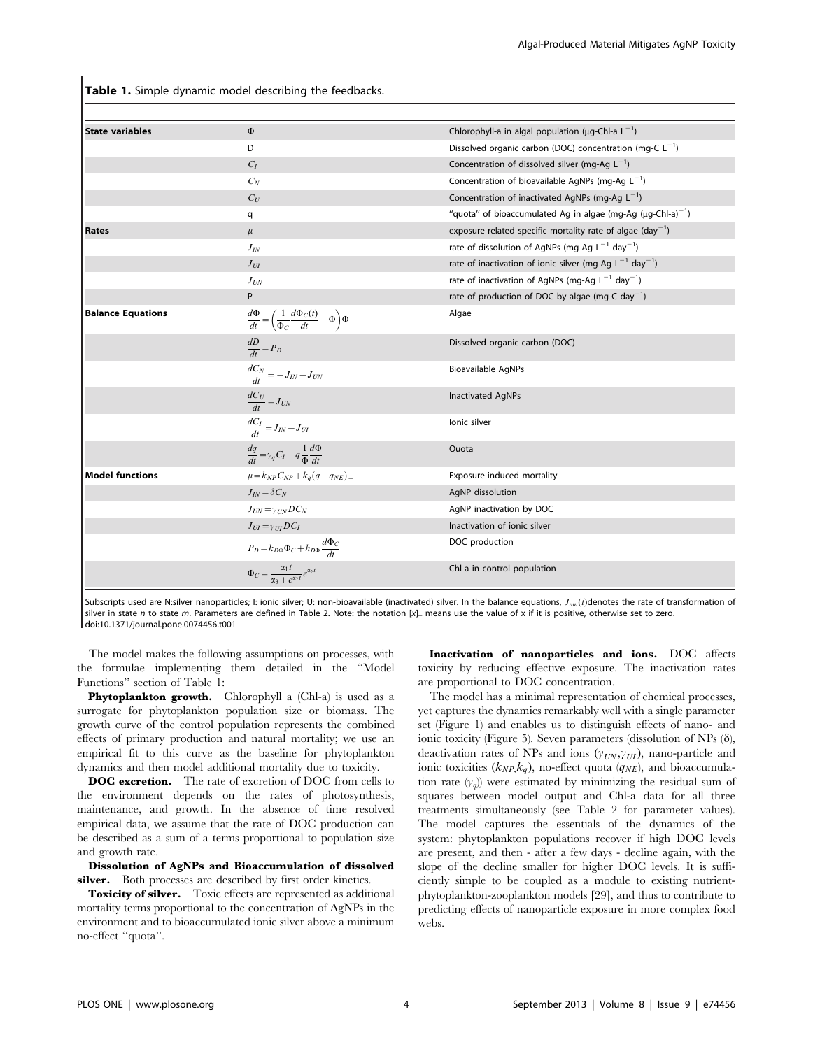**Table 1.** Simple dynamic model describing the feedbacks.

| | | |
|---|---|---|
| **State variables** | $\Phi$ | Chlorophyll-a in algal population (μg-Chl-a $L^{-1}$) |
| | D | Dissolved organic carbon (DOC) concentration (mg-C $L^{-1}$) |
| | $C_I$ | Concentration of dissolved silver (mg-Ag $L^{-1}$) |
| | $C_N$ | Concentration of bioavailable AgNPs (mg-Ag $L^{-1}$) |
| | $C_U$ | Concentration of inactivated AgNPs (mg-Ag $L^{-1}$) |
| | q | "quota" of bioaccumulated Ag in algae (mg-Ag (μg-Chl-a)$^{-1}$) |
| **Rates** | $\mu$ | exposure-related specific mortality rate of algae (day$^{-1}$) |
| | $J_{IN}$ | rate of dissolution of AgNPs (mg-Ag $L^{-1}$ day$^{-1}$) |
| | $J_{UI}$ | rate of inactivation of ionic silver (mg-Ag $L^{-1}$ day$^{-1}$) |
| | $J_{UN}$ | rate of inactivation of AgNPs (mg-Ag $L^{-1}$ day$^{-1}$) |
| | P | rate of production of DOC by algae (mg-C day$^{-1}$) |
| **Balance Equations** | $\frac{d\Phi}{dt}=\left(\frac{1}{\Phi_C}\frac{d\Phi_C(t)}{dt}-\Phi\right)\Phi$ | Algae |
| | $\frac{dD}{dt}=P_D$ | Dissolved organic carbon (DOC) |
| | $\frac{dC_N}{dt}=-J_{IN}-J_{UN}$ | Bioavailable AgNPs |
| | $\frac{dC_U}{dt}=J_{UN}$ | Inactivated AgNPs |
| | $\frac{dC_I}{dt}=J_{IN}-J_{UI}$ | Ionic silver |
| | $\frac{dq}{dt}=\gamma_q C_I-q\frac{1}{\Phi}\frac{d\Phi}{dt}$ | Quota |
| **Model functions** | $\mu=k_{NP}C_{NP}+k_q(q-q_{NE})_+$ | Exposure-induced mortality |
| | $J_{IN}=\delta C_N$ | AgNP dissolution |
| | $J_{UN}=\gamma_{UN}DC_N$ | AgNP inactivation by DOC |
| | $J_{UI}=\gamma_{UI}DC_I$ | Inactivation of ionic silver |
| | $P_D=k_{D\Phi}\Phi_C+h_{D\Phi}\frac{d\Phi_C}{dt}$ | DOC production |
| | $\Phi_C=\frac{\alpha_1 t}{\alpha_3+e^{\alpha_2 t}}e^{\alpha_2 t}$ | Chl-a in control population |

Subscripts used are N:silver nanoparticles; I: ionic silver; U: non-bioavailable (inactivated) silver. In the balance equations, $J_{mn}(t)$denotes the rate of transformation of silver in state *n* to state *m*. Parameters are defined in Table 2. Note: the notation $[x]_+$ means use the value of x if it is positive, otherwise set to zero.
doi:10.1371/journal.pone.0074456.t001

The model makes the following assumptions on processes, with the formulae implementing them detailed in the "Model Functions" section of Table 1:

**Phytoplankton growth.** Chlorophyll a (Chl-a) is used as a surrogate for phytoplankton population size or biomass. The growth curve of the control population represents the combined effects of primary production and natural mortality; we use an empirical fit to this curve as the baseline for phytoplankton dynamics and then model additional mortality due to toxicity.

**DOC excretion.** The rate of excretion of DOC from cells to the environment depends on the rates of photosynthesis, maintenance, and growth. In the absence of time resolved empirical data, we assume that the rate of DOC production can be described as a sum of a terms proportional to population size and growth rate.

**Dissolution of AgNPs and Bioaccumulation of dissolved silver.** Both processes are described by first order kinetics.

**Toxicity of silver.** Toxic effects are represented as additional mortality terms proportional to the concentration of AgNPs in the environment and to bioaccumulated ionic silver above a minimum no-effect "quota".

**Inactivation of nanoparticles and ions.** DOC affects toxicity by reducing effective exposure. The inactivation rates are proportional to DOC concentration.

The model has a minimal representation of chemical processes, yet captures the dynamics remarkably well with a single parameter set (Figure 1) and enables us to distinguish effects of nano- and ionic toxicity (Figure 5). Seven parameters (dissolution of NPs ($\delta$), deactivation rates of NPs and ions ($\gamma_{UN}$,$\gamma_{UI}$), nano-particle and ionic toxicities ($k_{NP}$,$k_q$), no-effect quota ($q_{NE}$), and bioaccumulation rate ($\gamma_q$)) were estimated by minimizing the residual sum of squares between model output and Chl-a data for all three treatments simultaneously (see Table 2 for parameter values). The model captures the essentials of the dynamics of the system: phytoplankton populations recover if high DOC levels are present, and then - after a few days - decline again, with the slope of the decline smaller for higher DOC levels. It is sufficiently simple to be coupled as a module to existing nutrient-phytoplankton-zooplankton models [29], and thus to contribute to predicting effects of nanoparticle exposure in more complex food webs.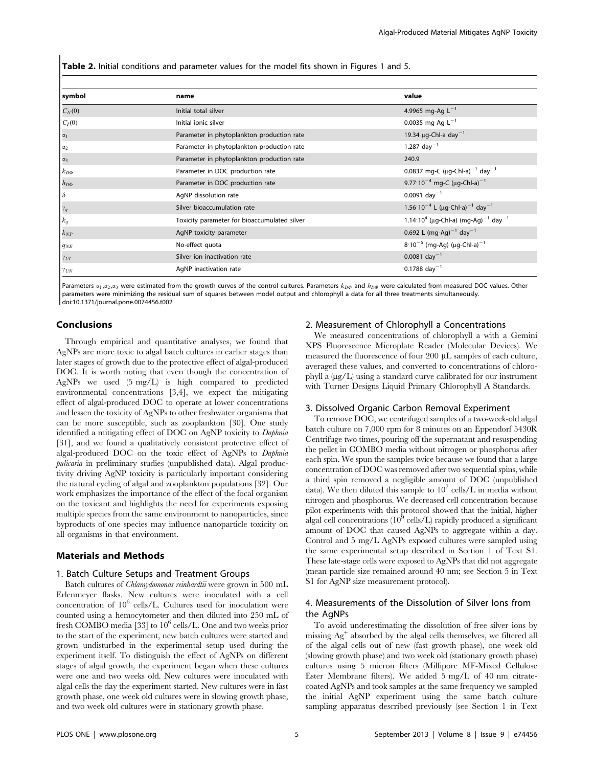**Table 2.** Initial conditions and parameter values for the model fits shown in Figures 1 and 5.

| symbol | name | value |
|---|---|---|
| $C_N(0)$ | Initial total silver | 4.9965 mg-Ag $L^{-1}$ |
| $C_I(0)$ | Initial ionic silver | 0.0035 mg-Ag $L^{-1}$ |
| $\alpha_1$ | Parameter in phytoplankton production rate | 19.34 μg-Chl-a $day^{-1}$ |
| $\alpha_2$ | Parameter in phytoplankton production rate | 1.287 $day^{-1}$ |
| $\alpha_3$ | Parameter in phytoplankton production rate | 240.9 |
| $k_{D\Phi}$ | Parameter in DOC production rate | 0.0837 mg-C (μg-Chl-a)$^{-1}$ $day^{-1}$ |
| $h_{D\Phi}$ | Parameter in DOC production rate | $9.77 \cdot 10^{-4}$ mg-C (μg-Chl-a)$^{-1}$ |
| $\delta$ | AgNP dissolution rate | 0.0091 $day^{-1}$ |
| $\gamma_q$ | Silver bioaccumulation rate | $1.56 \cdot 10^{-4}$ L (μg-Chl-a)$^{-1}$ $day^{-1}$ |
| $k_q$ | Toxicity parameter for bioaccumulated silver | $1.14 \cdot 10^{4}$ (μg-Chl-a) (mg-Ag)$^{-1}$ $day^{-1}$ |
| $k_{NP}$ | AgNP toxicity parameter | 0.692 L (mg-Ag)$^{-1}$ $day^{-1}$ |
| $q_{NE}$ | No-effect quota | $8 \cdot 10^{-5}$ (mg-Ag) (μg-Chl-a)$^{-1}$ |
| $\gamma_{UI}$ | Silver ion inactivation rate | 0.0081 $day^{-1}$ |
| $\gamma_{UN}$ | AgNP inactivation rate | 0.1788 $day^{-1}$ |

Parameters $\alpha_1, \alpha_2, \alpha_3$ were estimated from the growth curves of the control cultures. Parameters $k_{D\Phi}$ and $h_{D\Phi}$ were calculated from measured DOC values. Other parameters were minimizing the residual sum of squares between model output and chlorophyll a data for all three treatments simultaneously.
doi:10.1371/journal.pone.0074456.t002

## Conclusions

Through empirical and quantitative analyses, we found that AgNPs are more toxic to algal batch cultures in earlier stages than later stages of growth due to the protective effect of algal-produced DOC. It is worth noting that even though the concentration of AgNPs we used (5 mg/L) is high compared to predicted environmental concentrations [3,4], we expect the mitigating effect of algal-produced DOC to operate at lower concentrations and lessen the toxicity of AgNPs to other freshwater organisms that can be more susceptible, such as zooplankton [30]. One study identified a mitigating effect of DOC on AgNP toxicity to *Daphnia* [31], and we found a qualitatively consistent protective effect of algal-produced DOC on the toxic effect of AgNPs to *Daphnia pulicaria* in preliminary studies (unpublished data). Algal productivity driving AgNP toxicity is particularly important considering the natural cycling of algal and zooplankton populations [32]. Our work emphasizes the importance of the effect of the focal organism on the toxicant and highlights the need for experiments exposing multiple species from the same environment to nanoparticles, since byproducts of one species may influence nanoparticle toxicity on all organisms in that environment.

## Materials and Methods

### 1. Batch Culture Setups and Treatment Groups

Batch cultures of *Chlamydomonas reinhardtii* were grown in 500 mL Erlenmeyer flasks. New cultures were inoculated with a cell concentration of $10^6$ cells/L. Cultures used for inoculation were counted using a hemocytometer and then diluted into 250 mL of fresh COMBO media [33] to $10^6$ cells/L. One and two weeks prior to the start of the experiment, new batch cultures were started and grown undisturbed in the experimental setup used during the experiment itself. To distinguish the effect of AgNPs on different stages of algal growth, the experiment began when these cultures were one and two weeks old. New cultures were inoculated with algal cells the day the experiment started. New cultures were in fast growth phase, one week old cultures were in slowing growth phase, and two week old cultures were in stationary growth phase.

### 2. Measurement of Chlorophyll a Concentrations

We measured concentrations of chlorophyll a with a Gemini XPS Fluorescence Microplate Reader (Molecular Devices). We measured the fluorescence of four 200 μL samples of each culture, averaged these values, and converted to concentrations of chlorophyll a (μg/L) using a standard curve calibrated for our instrument with Turner Designs Liquid Primary Chlorophyll A Standards.

### 3. Dissolved Organic Carbon Removal Experiment

To remove DOC, we centrifuged samples of a two-week-old algal batch culture on 7,000 rpm for 8 minutes on an Eppendorf 5430R Centrifuge two times, pouring off the supernatant and resuspending the pellet in COMBO media without nitrogen or phosphorus after each spin. We spun the samples twice because we found that a large concentration of DOC was removed after two sequential spins, while a third spin removed a negligible amount of DOC (unpublished data). We then diluted this sample to $10^7$ cells/L in media without nitrogen and phosphorus. We decreased cell concentration because pilot experiments with this protocol showed that the initial, higher algal cell concentrations ($10^9$ cells/L) rapidly produced a significant amount of DOC that caused AgNPs to aggregate within a day. Control and 5 mg/L AgNPs exposed cultures were sampled using the same experimental setup described in Section 1 of Text S1. These late-stage cells were exposed to AgNPs that did not aggregate (mean particle size remained around 40 nm; see Section 5 in Text S1 for AgNP size measurement protocol).

### 4. Measurements of the Dissolution of Silver Ions from the AgNPs

To avoid underestimating the dissolution of free silver ions by missing $Ag^+$ absorbed by the algal cells themselves, we filtered all of the algal cells out of new (fast growth phase), one week old (slowing growth phase) and two week old (stationary growth phase) cultures using 5 micron filters (Millipore MF-Mixed Cellulose Ester Membrane filters). We added 5 mg/L of 40 nm citrate-coated AgNPs and took samples at the same frequency we sampled the initial AgNP experiment using the same batch culture sampling apparatus described previously (see Section 1 in Text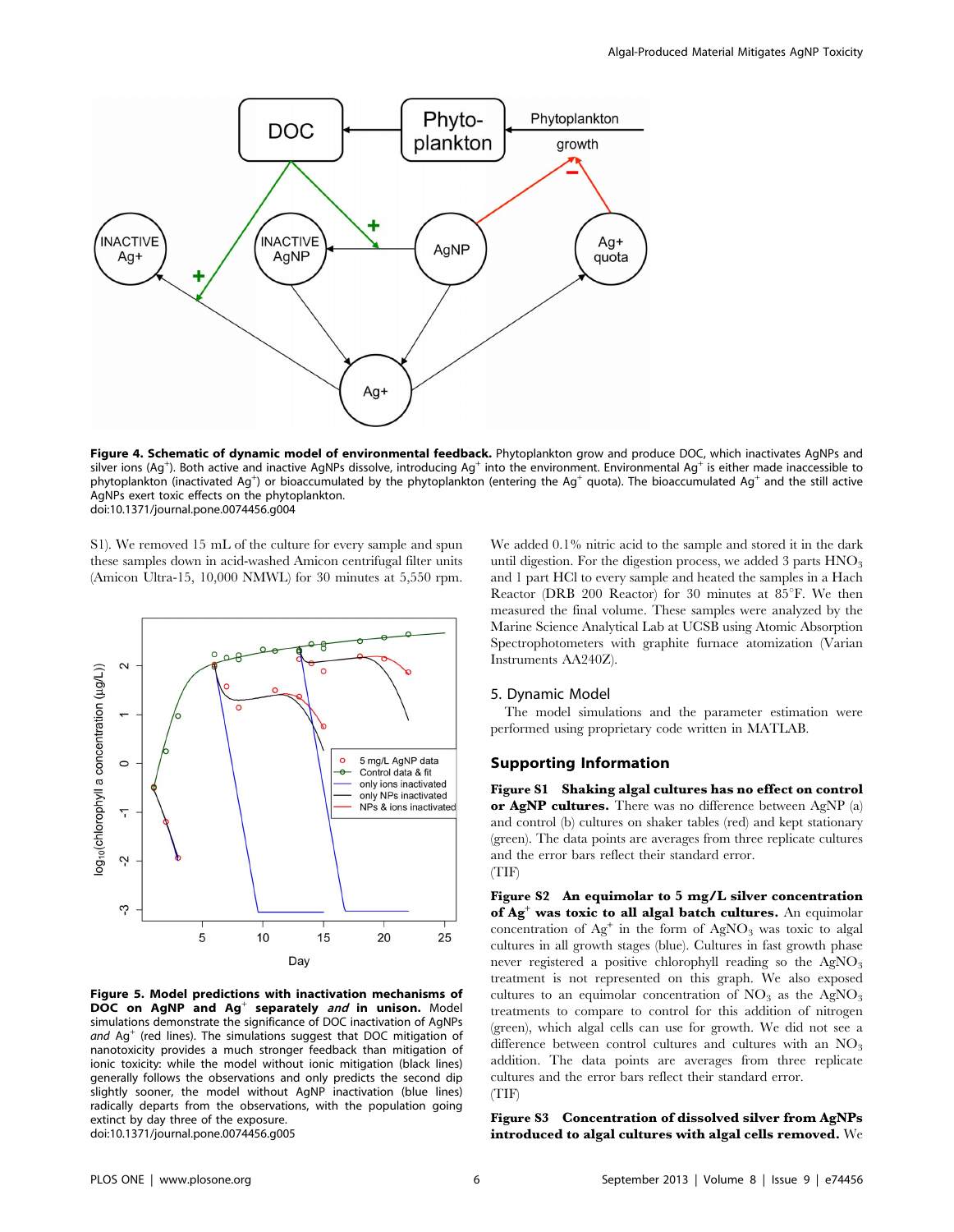Figure 4. Schematic of dynamic model of environmental feedback. Phytoplankton grow and produce DOC, which inactivates AgNPs and silver ions ($Ag^+$). Both active and inactive AgNPs dissolve, introducing $Ag^+$ into the environment. Environmental $Ag^+$ is either made inaccessible to phytoplankton (inactivated $Ag^+$) or bioaccumulated by the phytoplankton (entering the $Ag^+$ quota). The bioaccumulated $Ag^+$ and the still active AgNPs exert toxic effects on the phytoplankton.
doi:10.1371/journal.pone.0074456.g004

S1). We removed 15 mL of the culture for every sample and spun these samples down in acid-washed Amicon centrifugal filter units (Amicon Ultra-15, 10,000 NMWL) for 30 minutes at 5,550 rpm.

**Figure 5. Model predictions with inactivation mechanisms of DOC on AgNP and $Ag^+$ separately *and* in unison.** Model simulations demonstrate the significance of DOC inactivation of AgNPs *and* $Ag^+$ (red lines). The simulations suggest that DOC mitigation of nanotoxicity provides a much stronger feedback than mitigation of ionic toxicity: while the model without ionic mitigation (black lines) generally follows the observations and only predicts the second dip slightly sooner, the model without AgNP inactivation (blue lines) radically departs from the observations, with the population going extinct by day three of the exposure.
doi:10.1371/journal.pone.0074456.g005

We added 0.1% nitric acid to the sample and stored it in the dark until digestion. For the digestion process, we added 3 parts $HNO_3$ and 1 part HCl to every sample and heated the samples in a Hach Reactor (DRB 200 Reactor) for 30 minutes at 85°F. We then measured the final volume. These samples were analyzed by the Marine Science Analytical Lab at UCSB using Atomic Absorption Spectrophotometers with graphite furnace atomization (Varian Instruments AA240Z).

## 5. Dynamic Model

The model simulations and the parameter estimation were performed using proprietary code written in MATLAB.

## Supporting Information

**Figure S1 Shaking algal cultures has no effect on control or AgNP cultures.** There was no difference between AgNP (a) and control (b) cultures on shaker tables (red) and kept stationary (green). The data points are averages from three replicate cultures and the error bars reflect their standard error.
(TIF)

**Figure S2 An equimolar to 5 mg/L silver concentration of $Ag^+$ was toxic to all algal batch cultures.** An equimolar concentration of $Ag^+$ in the form of $AgNO_3$ was toxic to algal cultures in all growth stages (blue). Cultures in fast growth phase never registered a positive chlorophyll reading so the $AgNO_3$ treatment is not represented on this graph. We also exposed cultures to an equimolar concentration of $NO_3$ as the $AgNO_3$ treatments to compare to control for this addition of nitrogen (green), which algal cells can use for growth. We did not see a difference between control cultures and cultures with an $NO_3$ addition. The data points are averages from three replicate cultures and the error bars reflect their standard error.
(TIF)

**Figure S3 Concentration of dissolved silver from AgNPs introduced to algal cultures with algal cells removed.** We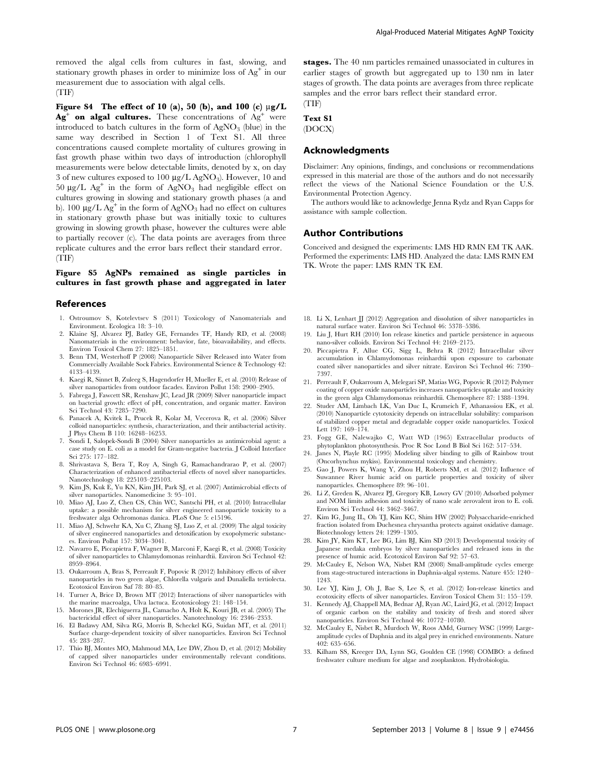removed the algal cells from cultures in fast, slowing, and stationary growth phases in order to minimize loss of $Ag^+$ in our measurement due to association with algal cells.
(TIF)

**Figure S4 The effect of 10 (a), 50 (b), and 100 (c) μg/L $Ag^+$ on algal cultures.** These concentrations of $Ag^+$ were introduced to batch cultures in the form of $AgNO_3$ (blue) in the same way described in Section 1 of Text S1. All three concentrations caused complete mortality of cultures growing in fast growth phase within two days of introduction (chlorophyll measurements were below detectable limits, denoted by x, on day 3 of new cultures exposed to 100 μg/L $AgNO_3$). However, 10 and 50 μg/L $Ag^+$ in the form of $AgNO_3$ had negligible effect on cultures growing in slowing and stationary growth phases (a and b). 100 μg/L $Ag^+$ in the form of $AgNO_3$ had no effect on cultures in stationary growth phase but was initially toxic to cultures growing in slowing growth phase, however the cultures were able to partially recover (c). The data points are averages from three replicate cultures and the error bars reflect their standard error.
(TIF)

**Figure S5 AgNPs remained as single particles in cultures in fast growth phase and aggregated in later stages.** The 40 nm particles remained unassociated in cultures in earlier stages of growth but aggregated up to 130 nm in later stages of growth. The data points are averages from three replicate samples and the error bars reflect their standard error.
(TIF)

**Text S1**
(DOCX)

## Acknowledgments

Disclaimer: Any opinions, findings, and conclusions or recommendations expressed in this material are those of the authors and do not necessarily reflect the views of the National Science Foundation or the U.S. Environmental Protection Agency.

The authors would like to acknowledge Jenna Rydz and Ryan Capps for assistance with sample collection.

## Author Contributions

Conceived and designed the experiments: LMS HD RMN EM TK AAK. Performed the experiments: LMS HD. Analyzed the data: LMS RMN EM TK. Wrote the paper: LMS RMN TK EM.

## References

1. Ostroumov S, Kotelevtsev S (2011) Toxicology of Nanomaterials and Environment. Ecologica 18: 3–10.
2. Klaine SJ, Alvarez PJ, Batley GE, Fernandes TF, Handy RD, et al. (2008) Nanomaterials in the environment: behavior, fate, bioavailability, and effects. Environ Toxicol Chem 27: 1825–1851.
3. Benn TM, Westerhoff P (2008) Nanoparticle Silver Released into Water from Commercially Available Sock Fabrics. Environmental Science & Technology 42: 4133–4139.
4. Kaegi R, Sinnet B, Zuleeg S, Hagendorfer H, Mueller E, et al. (2010) Release of silver nanoparticles from outdoor facades. Environ Pollut 158: 2900–2905.
5. Fabrega J, Fawcett SR, Renshaw JC, Lead JR (2009) Silver nanoparticle impact on bacterial growth: effect of pH, concentration, and organic matter. Environ Sci Technol 43: 7285–7290.
6. Panacek A, Kvitek L, Prucek R, Kolar M, Vecerova R, et al. (2006) Silver colloid nanoparticles: synthesis, characterization, and their antibacterial activity. J Phys Chem B 110: 16248–16253.
7. Sondi I, Salopek-Sondi B (2004) Silver nanoparticles as antimicrobial agent: a case study on E. coli as a model for Gram-negative bacteria. J Colloid Interface Sci 275: 177–182.
8. Shrivastava S, Bera T, Roy A, Singh G, Ramachandrarao P, et al. (2007) Characterization of enhanced antibacterial effects of novel silver nanoparticles. Nanotechnology 18: 225103–225103.
9. Kim JS, Kuk E, Yu KN, Kim JH, Park SJ, et al. (2007) Antimicrobial effects of silver nanoparticles. Nanomedicine 3: 95–101.
10. Miao AJ, Luo Z, Chen CS, Chin WC, Santschi PH, et al. (2010) Intracellular uptake: a possible mechanism for silver engineered nanoparticle toxicity to a freshwater alga Ochromonas danica. PLoS One 5: e15196.
11. Miao AJ, Schwehr KA, Xu C, Zhang SJ, Luo Z, et al. (2009) The algal toxicity of silver engineered nanoparticles and detoxification by exopolymeric substances. Environ Pollut 157: 3034–3041.
12. Navarro E, Piccapietra F, Wagner B, Marconi F, Kaegi R, et al. (2008) Toxicity of silver nanoparticles to Chlamydomonas reinhardtii. Environ Sci Technol 42: 8959–8964.
13. Oukarroum A, Bras S, Perreault F, Popovic R (2012) Inhibitory effects of silver nanoparticles in two green algae, Chlorella vulgaris and Dunaliella tertiolecta. Ecotoxicol Environ Saf 78: 80–85.
14. Turner A, Brice D, Brown MT (2012) Interactions of silver nanoparticles with the marine macroalga, Ulva lactuca. Ecotoxicology 21: 148–154.
15. Morones JR, Elechiguerra JL, Camacho A, Holt K, Kouri JB, et al. (2005) The bactericidal effect of silver nanoparticles. Nanotechnology 16: 2346–2353.
16. El Badawy AM, Silva RG, Morris B, Scheckel KG, Suidan MT, et al. (2011) Surface charge-dependent toxicity of silver nanoparticles. Environ Sci Technol 45: 283–287.
17. Thio BJ, Montes MO, Mahmoud MA, Lee DW, Zhou D, et al. (2012) Mobility of capped silver nanoparticles under environmentally relevant conditions. Environ Sci Technol 46: 6985–6991.
18. Li X, Lenhart JJ (2012) Aggregation and dissolution of silver nanoparticles in natural surface water. Environ Sci Technol 46: 5378–5386.
19. Liu J, Hurt RH (2010) Ion release kinetics and particle persistence in aqueous nano-silver colloids. Environ Sci Technol 44: 2169–2175.
20. Piccapietra F, Allue CG, Sigg L, Behra R (2012) Intracellular silver accumulation in Chlamydomonas reinhardtii upon exposure to carbonate coated silver nanoparticles and silver nitrate. Environ Sci Technol 46: 7390–7397.
21. Perreault F, Oukarroum A, Melegari SP, Matias WG, Popovic R (2012) Polymer coating of copper oxide nanoparticles increases nanoparticles uptake and toxicity in the green alga Chlamydomonas reinhardtii. Chemosphere 87: 1388–1394.
22. Studer AM, Limbach LK, Van Duc L, Krumeich F, Athanassiou EK, et al. (2010) Nanoparticle cytotoxicity depends on intracellular solubility: comparison of stabilized copper metal and degradable copper oxide nanoparticles. Toxicol Lett 197: 169–174.
23. Fogg GE, Nalewajko C, Watt WD (1965) Extracellular products of phytoplankton photosynthesis. Proc R Soc Lond B Biol Sci 162: 517–534.
24. Janes N, Playle RC (1995) Modeling silver binding to gills of Rainbow trout (Oncorhynchus mykiss). Environmental toxicology and chemistry.
25. Gao J, Powers K, Wang Y, Zhou H, Roberts SM, et al. (2012) Influence of Suwannee River humic acid on particle properties and toxicity of silver nanoparticles. Chemosphere 89: 96–101.
26. Li Z, Greden K, Alvarez PJ, Gregory KB, Lowry GV (2010) Adsorbed polymer and NOM limits adhesion and toxicity of nano scale zerovalent iron to E. coli. Environ Sci Technol 44: 3462–3467.
27. Kim IG, Jung IL, Oh TJ, Kim KC, Shim HW (2002) Polysaccharide-enriched fraction isolated from Duchesnea chrysantha protects against oxidative damage. Biotechnology letters 24: 1299–1305.
28. Kim JY, Kim KT, Lee BG, Lim BJ, Kim SD (2013) Developmental toxicity of Japanese medaka embryos by silver nanoparticles and released ions in the presence of humic acid. Ecotoxicol Environ Saf 92: 57–63.
29. McCauley E, Nelson WA, Nisbet RM (2008) Small-amplitude cycles emerge from stage-structured interactions in Daphnia-algal systems. Nature 455: 1240–1243.
30. Lee YJ, Kim J, Oh J, Bae S, Lee S, et al. (2012) Ion-release kinetics and ecotoxicity effects of silver nanoparticles. Environ Toxicol Chem 31: 155–159.
31. Kennedy AJ, Chappell MA, Bednar AJ, Ryan AC, Laird JG, et al. (2012) Impact of organic carbon on the stability and toxicity of fresh and stored silver nanoparticles. Environ Sci Technol 46: 10772–10780.
32. McCauley E, Nisbet R, Murdoch W, Roos AMd, Gurney WSC (1999) Large-amplitude cycles of Daphnia and its algal prey in enriched environments. Nature 402: 635–656.
33. Kilham SS, Kreeger DA, Lynn SG, Goulden CE (1998) COMBO: a defined freshwater culture medium for algae and zooplankton. Hydrobiologia.